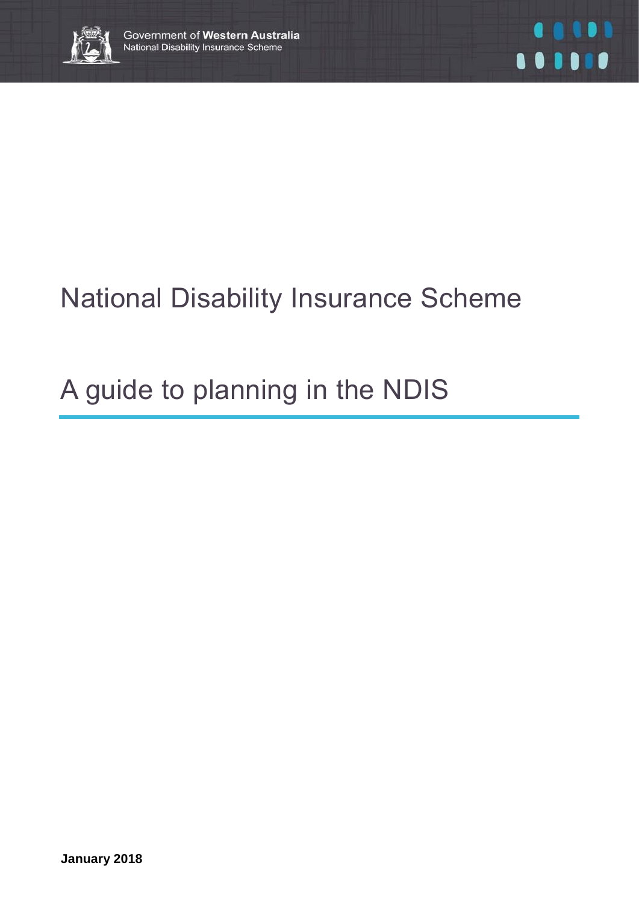Government of **Western Australia**
National Disability Insurance Scheme

# National Disability Insurance Scheme

# A guide to planning in the NDIS

**January 2018**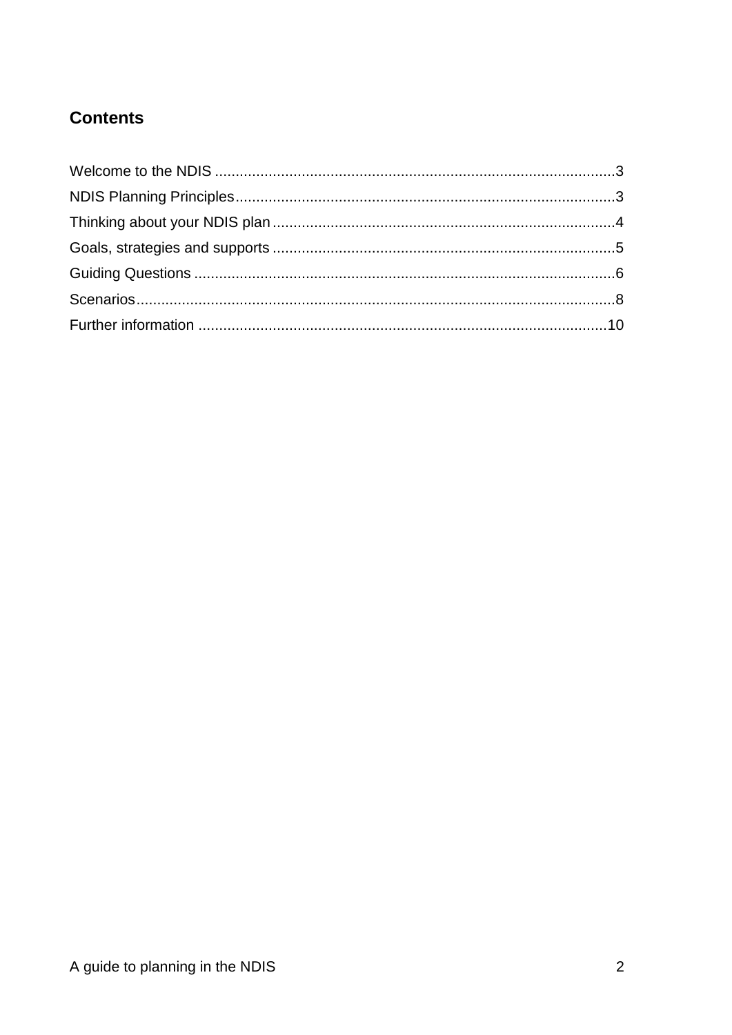## Contents

Welcome to the NDIS ................................................................................................3
NDIS Planning Principles...........................................................................................3
Thinking about your NDIS plan..................................................................................4
Goals, strategies and supports ..................................................................................5
Guiding Questions .....................................................................................................6
Scenarios...................................................................................................................8
Further information ..................................................................................................10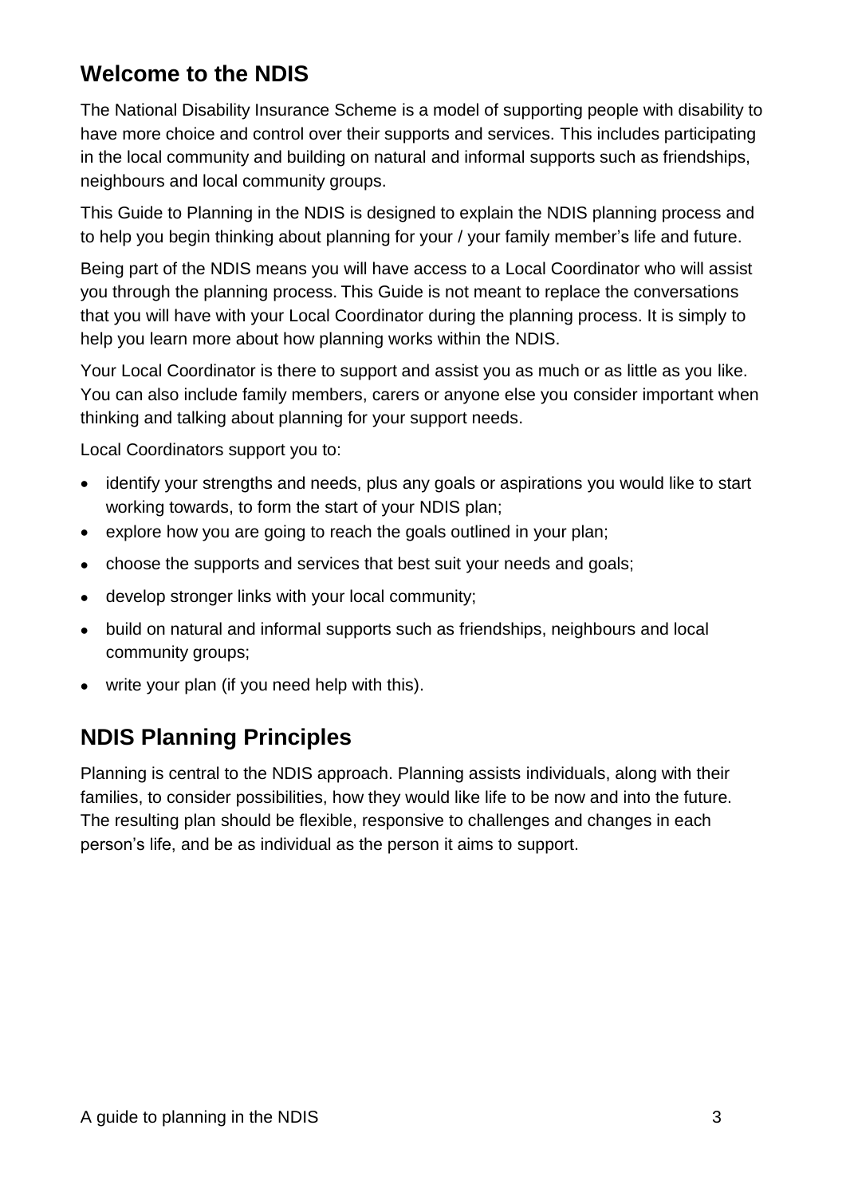## Welcome to the NDIS

The National Disability Insurance Scheme is a model of supporting people with disability to have more choice and control over their supports and services. This includes participating in the local community and building on natural and informal supports such as friendships, neighbours and local community groups.

This Guide to Planning in the NDIS is designed to explain the NDIS planning process and to help you begin thinking about planning for your / your family member's life and future.

Being part of the NDIS means you will have access to a Local Coordinator who will assist you through the planning process. This Guide is not meant to replace the conversations that you will have with your Local Coordinator during the planning process. It is simply to help you learn more about how planning works within the NDIS.

Your Local Coordinator is there to support and assist you as much or as little as you like. You can also include family members, carers or anyone else you consider important when thinking and talking about planning for your support needs.

Local Coordinators support you to:

- identify your strengths and needs, plus any goals or aspirations you would like to start working towards, to form the start of your NDIS plan;
- explore how you are going to reach the goals outlined in your plan;
- choose the supports and services that best suit your needs and goals;
- develop stronger links with your local community;
- build on natural and informal supports such as friendships, neighbours and local community groups;
- write your plan (if you need help with this).

## NDIS Planning Principles

Planning is central to the NDIS approach. Planning assists individuals, along with their families, to consider possibilities, how they would like life to be now and into the future. The resulting plan should be flexible, responsive to challenges and changes in each person's life, and be as individual as the person it aims to support.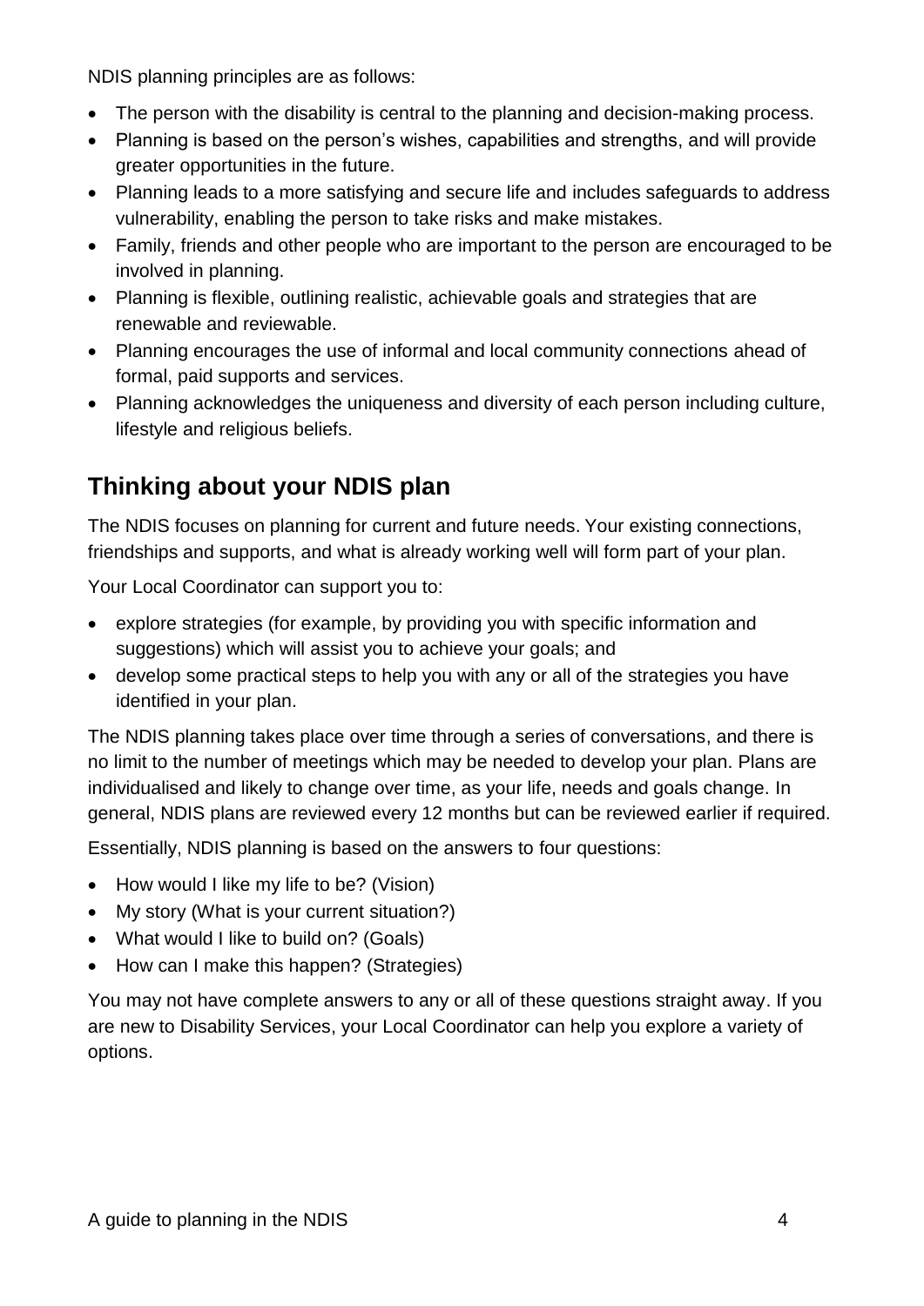NDIS planning principles are as follows:

- The person with the disability is central to the planning and decision-making process.
- Planning is based on the person's wishes, capabilities and strengths, and will provide greater opportunities in the future.
- Planning leads to a more satisfying and secure life and includes safeguards to address vulnerability, enabling the person to take risks and make mistakes.
- Family, friends and other people who are important to the person are encouraged to be involved in planning.
- Planning is flexible, outlining realistic, achievable goals and strategies that are renewable and reviewable.
- Planning encourages the use of informal and local community connections ahead of formal, paid supports and services.
- Planning acknowledges the uniqueness and diversity of each person including culture, lifestyle and religious beliefs.

## Thinking about your NDIS plan

The NDIS focuses on planning for current and future needs. Your existing connections, friendships and supports, and what is already working well will form part of your plan.

Your Local Coordinator can support you to:

- explore strategies (for example, by providing you with specific information and suggestions) which will assist you to achieve your goals; and
- develop some practical steps to help you with any or all of the strategies you have identified in your plan.

The NDIS planning takes place over time through a series of conversations, and there is no limit to the number of meetings which may be needed to develop your plan. Plans are individualised and likely to change over time, as your life, needs and goals change. In general, NDIS plans are reviewed every 12 months but can be reviewed earlier if required.

Essentially, NDIS planning is based on the answers to four questions:

- How would I like my life to be? (Vision)
- My story (What is your current situation?)
- What would I like to build on? (Goals)
- How can I make this happen? (Strategies)

You may not have complete answers to any or all of these questions straight away. If you are new to Disability Services, your Local Coordinator can help you explore a variety of options.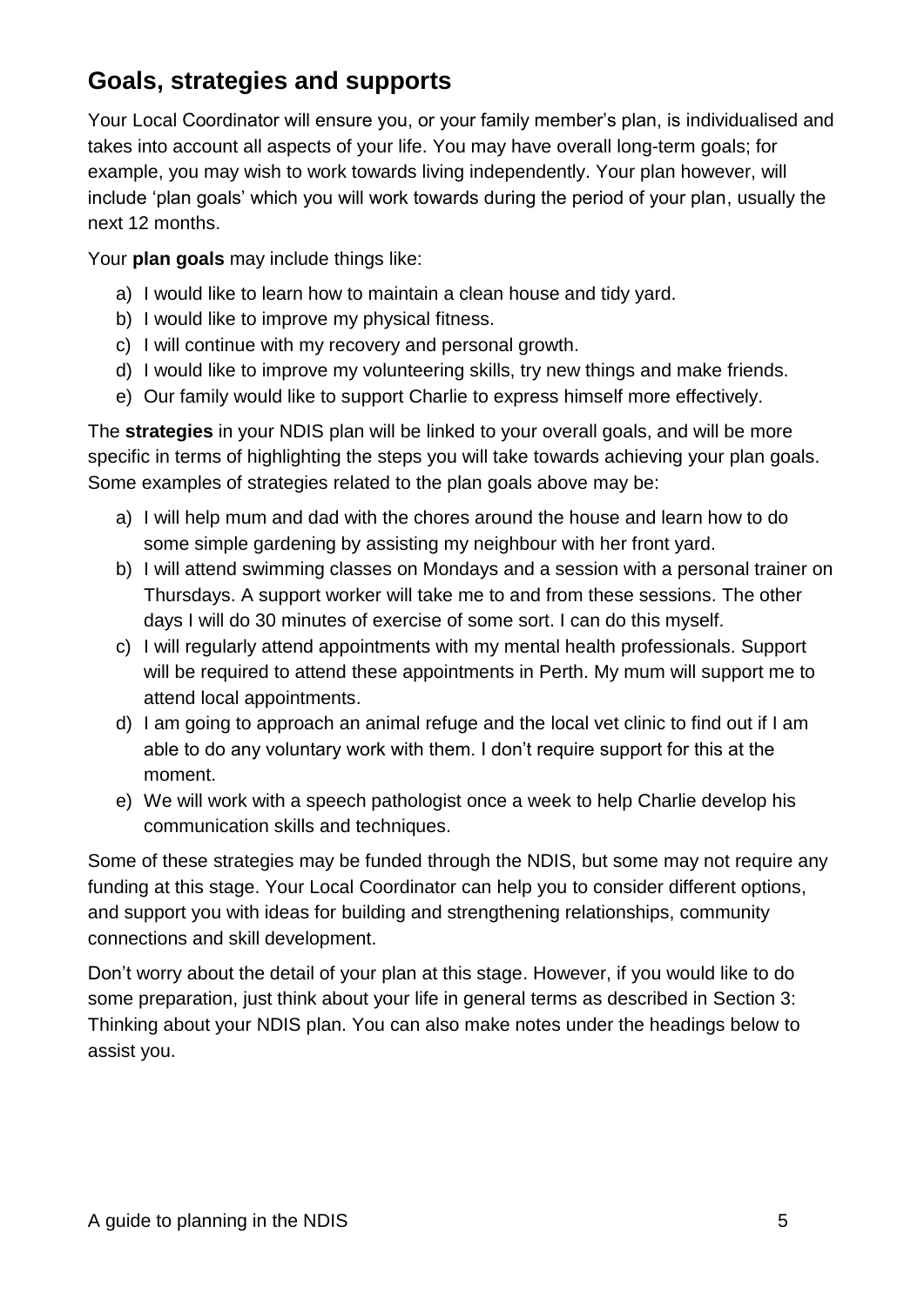## Goals, strategies and supports

Your Local Coordinator will ensure you, or your family member's plan, is individualised and takes into account all aspects of your life. You may have overall long-term goals; for example, you may wish to work towards living independently. Your plan however, will include 'plan goals' which you will work towards during the period of your plan, usually the next 12 months.

Your **plan goals** may include things like:

a) I would like to learn how to maintain a clean house and tidy yard.
b) I would like to improve my physical fitness.
c) I will continue with my recovery and personal growth.
d) I would like to improve my volunteering skills, try new things and make friends.
e) Our family would like to support Charlie to express himself more effectively.

The **strategies** in your NDIS plan will be linked to your overall goals, and will be more specific in terms of highlighting the steps you will take towards achieving your plan goals. Some examples of strategies related to the plan goals above may be:

a) I will help mum and dad with the chores around the house and learn how to do some simple gardening by assisting my neighbour with her front yard.
b) I will attend swimming classes on Mondays and a session with a personal trainer on Thursdays. A support worker will take me to and from these sessions. The other days I will do 30 minutes of exercise of some sort. I can do this myself.
c) I will regularly attend appointments with my mental health professionals. Support will be required to attend these appointments in Perth. My mum will support me to attend local appointments.
d) I am going to approach an animal refuge and the local vet clinic to find out if I am able to do any voluntary work with them. I don't require support for this at the moment.
e) We will work with a speech pathologist once a week to help Charlie develop his communication skills and techniques.

Some of these strategies may be funded through the NDIS, but some may not require any funding at this stage. Your Local Coordinator can help you to consider different options, and support you with ideas for building and strengthening relationships, community connections and skill development.

Don't worry about the detail of your plan at this stage. However, if you would like to do some preparation, just think about your life in general terms as described in Section 3: Thinking about your NDIS plan. You can also make notes under the headings below to assist you.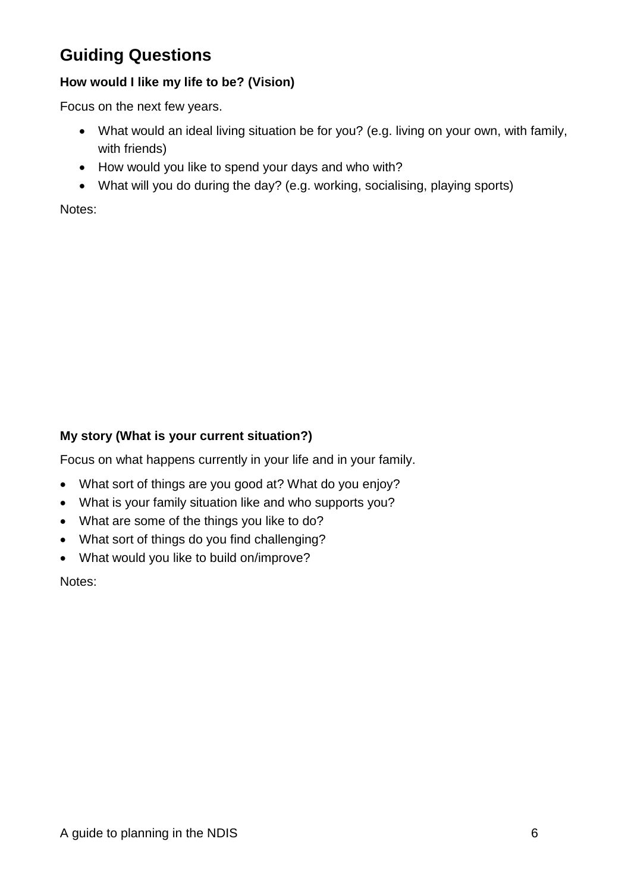## Guiding Questions

**How would I like my life to be? (Vision)**

Focus on the next few years.

- What would an ideal living situation be for you? (e.g. living on your own, with family, with friends)
- How would you like to spend your days and who with?
- What will you do during the day? (e.g. working, socialising, playing sports)

Notes:

**My story (What is your current situation?)**

Focus on what happens currently in your life and in your family.

- What sort of things are you good at? What do you enjoy?
- What is your family situation like and who supports you?
- What are some of the things you like to do?
- What sort of things do you find challenging?
- What would you like to build on/improve?

Notes: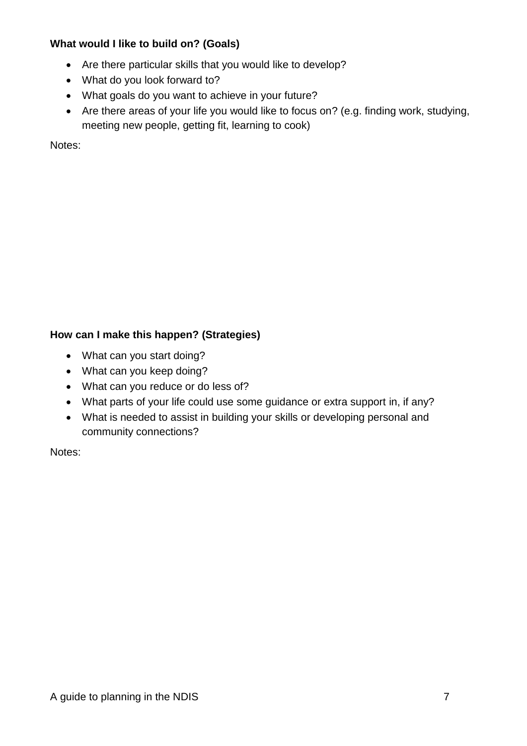**What would I like to build on? (Goals)**

- Are there particular skills that you would like to develop?
- What do you look forward to?
- What goals do you want to achieve in your future?
- Are there areas of your life you would like to focus on? (e.g. finding work, studying, meeting new people, getting fit, learning to cook)

Notes:

**How can I make this happen? (Strategies)**

- What can you start doing?
- What can you keep doing?
- What can you reduce or do less of?
- What parts of your life could use some guidance or extra support in, if any?
- What is needed to assist in building your skills or developing personal and community connections?

Notes: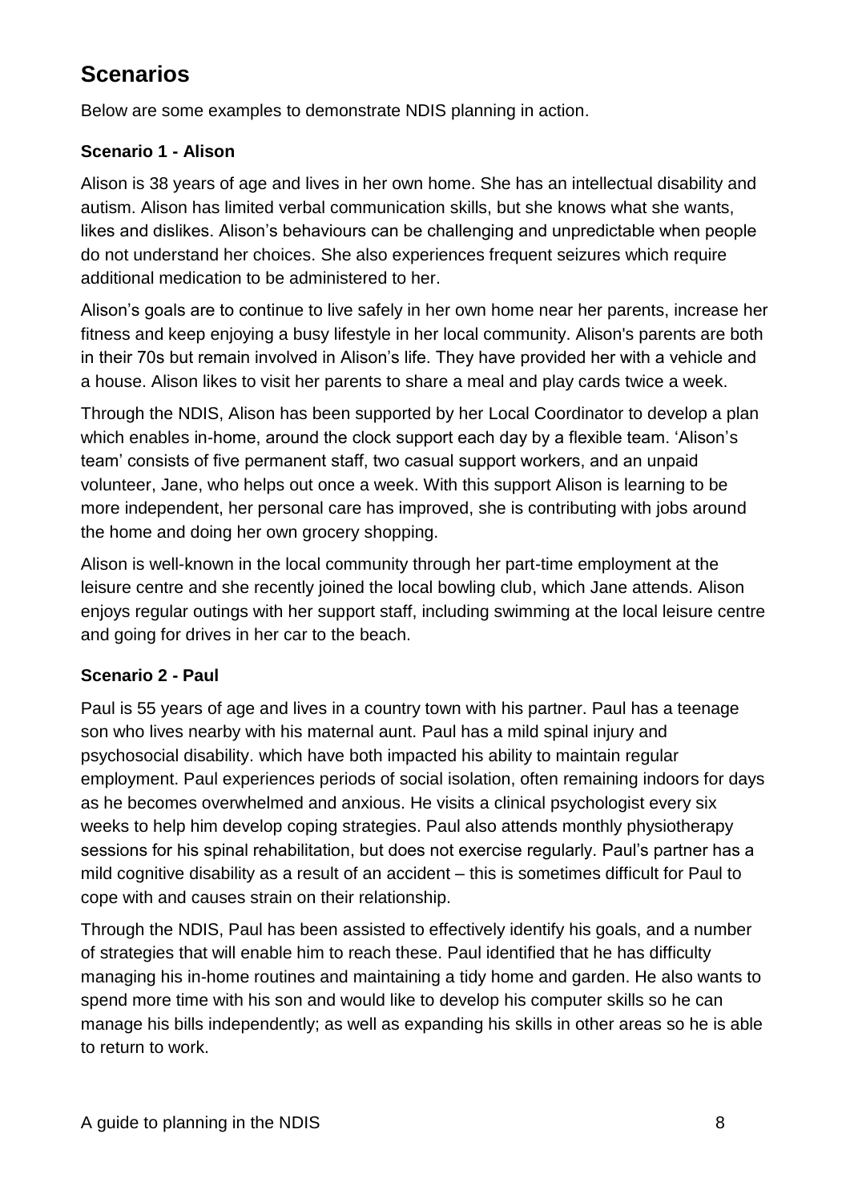## Scenarios

Below are some examples to demonstrate NDIS planning in action.

### Scenario 1 - Alison

Alison is 38 years of age and lives in her own home. She has an intellectual disability and autism. Alison has limited verbal communication skills, but she knows what she wants, likes and dislikes. Alison's behaviours can be challenging and unpredictable when people do not understand her choices. She also experiences frequent seizures which require additional medication to be administered to her.

Alison's goals are to continue to live safely in her own home near her parents, increase her fitness and keep enjoying a busy lifestyle in her local community. Alison's parents are both in their 70s but remain involved in Alison's life. They have provided her with a vehicle and a house. Alison likes to visit her parents to share a meal and play cards twice a week.

Through the NDIS, Alison has been supported by her Local Coordinator to develop a plan which enables in-home, around the clock support each day by a flexible team. 'Alison's team' consists of five permanent staff, two casual support workers, and an unpaid volunteer, Jane, who helps out once a week. With this support Alison is learning to be more independent, her personal care has improved, she is contributing with jobs around the home and doing her own grocery shopping.

Alison is well-known in the local community through her part-time employment at the leisure centre and she recently joined the local bowling club, which Jane attends. Alison enjoys regular outings with her support staff, including swimming at the local leisure centre and going for drives in her car to the beach.

### Scenario 2 - Paul

Paul is 55 years of age and lives in a country town with his partner. Paul has a teenage son who lives nearby with his maternal aunt. Paul has a mild spinal injury and psychosocial disability. which have both impacted his ability to maintain regular employment. Paul experiences periods of social isolation, often remaining indoors for days as he becomes overwhelmed and anxious. He visits a clinical psychologist every six weeks to help him develop coping strategies. Paul also attends monthly physiotherapy sessions for his spinal rehabilitation, but does not exercise regularly. Paul's partner has a mild cognitive disability as a result of an accident – this is sometimes difficult for Paul to cope with and causes strain on their relationship.

Through the NDIS, Paul has been assisted to effectively identify his goals, and a number of strategies that will enable him to reach these. Paul identified that he has difficulty managing his in-home routines and maintaining a tidy home and garden. He also wants to spend more time with his son and would like to develop his computer skills so he can manage his bills independently; as well as expanding his skills in other areas so he is able to return to work.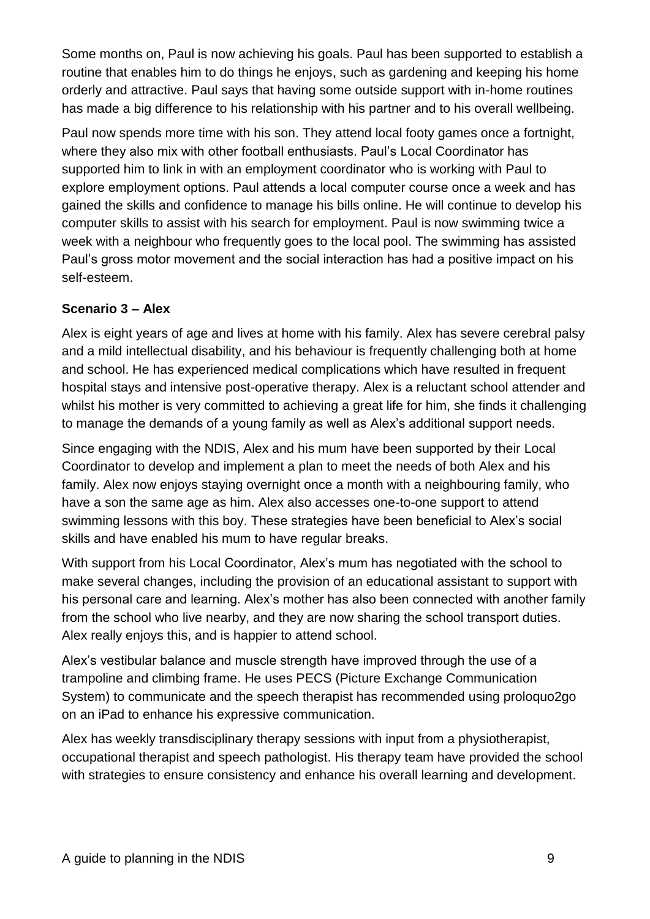Some months on, Paul is now achieving his goals. Paul has been supported to establish a routine that enables him to do things he enjoys, such as gardening and keeping his home orderly and attractive. Paul says that having some outside support with in-home routines has made a big difference to his relationship with his partner and to his overall wellbeing.

Paul now spends more time with his son. They attend local footy games once a fortnight, where they also mix with other football enthusiasts. Paul's Local Coordinator has supported him to link in with an employment coordinator who is working with Paul to explore employment options. Paul attends a local computer course once a week and has gained the skills and confidence to manage his bills online. He will continue to develop his computer skills to assist with his search for employment. Paul is now swimming twice a week with a neighbour who frequently goes to the local pool. The swimming has assisted Paul's gross motor movement and the social interaction has had a positive impact on his self-esteem.

**Scenario 3 – Alex**

Alex is eight years of age and lives at home with his family. Alex has severe cerebral palsy and a mild intellectual disability, and his behaviour is frequently challenging both at home and school. He has experienced medical complications which have resulted in frequent hospital stays and intensive post-operative therapy. Alex is a reluctant school attender and whilst his mother is very committed to achieving a great life for him, she finds it challenging to manage the demands of a young family as well as Alex's additional support needs.

Since engaging with the NDIS, Alex and his mum have been supported by their Local Coordinator to develop and implement a plan to meet the needs of both Alex and his family. Alex now enjoys staying overnight once a month with a neighbouring family, who have a son the same age as him. Alex also accesses one-to-one support to attend swimming lessons with this boy. These strategies have been beneficial to Alex's social skills and have enabled his mum to have regular breaks.

With support from his Local Coordinator, Alex's mum has negotiated with the school to make several changes, including the provision of an educational assistant to support with his personal care and learning. Alex's mother has also been connected with another family from the school who live nearby, and they are now sharing the school transport duties. Alex really enjoys this, and is happier to attend school.

Alex's vestibular balance and muscle strength have improved through the use of a trampoline and climbing frame. He uses PECS (Picture Exchange Communication System) to communicate and the speech therapist has recommended using proloquo2go on an iPad to enhance his expressive communication.

Alex has weekly transdisciplinary therapy sessions with input from a physiotherapist, occupational therapist and speech pathologist. His therapy team have provided the school with strategies to ensure consistency and enhance his overall learning and development.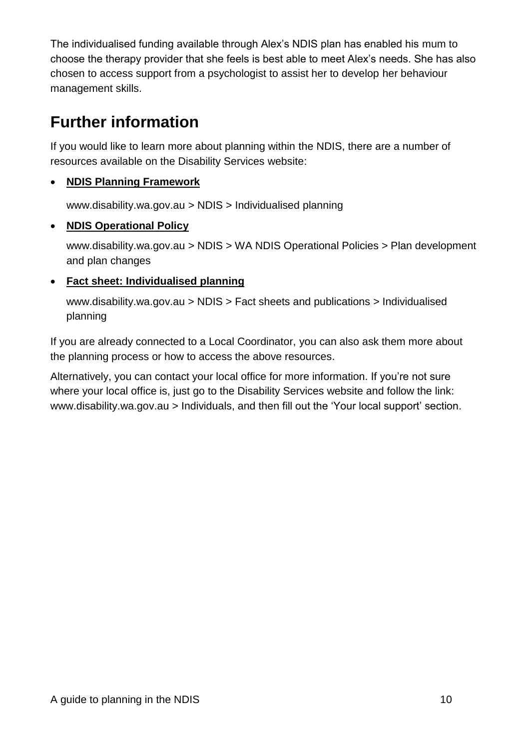The individualised funding available through Alex's NDIS plan has enabled his mum to choose the therapy provider that she feels is best able to meet Alex's needs. She has also chosen to access support from a psychologist to assist her to develop her behaviour management skills.

## Further information

If you would like to learn more about planning within the NDIS, there are a number of resources available on the Disability Services website:

- **NDIS Planning Framework**

  www.disability.wa.gov.au > NDIS > Individualised planning

- **NDIS Operational Policy**

  www.disability.wa.gov.au > NDIS > WA NDIS Operational Policies > Plan development and plan changes

- **Fact sheet: Individualised planning**

  www.disability.wa.gov.au > NDIS > Fact sheets and publications > Individualised planning

If you are already connected to a Local Coordinator, you can also ask them more about the planning process or how to access the above resources.

Alternatively, you can contact your local office for more information. If you're not sure where your local office is, just go to the Disability Services website and follow the link: www.disability.wa.gov.au > Individuals, and then fill out the 'Your local support' section.